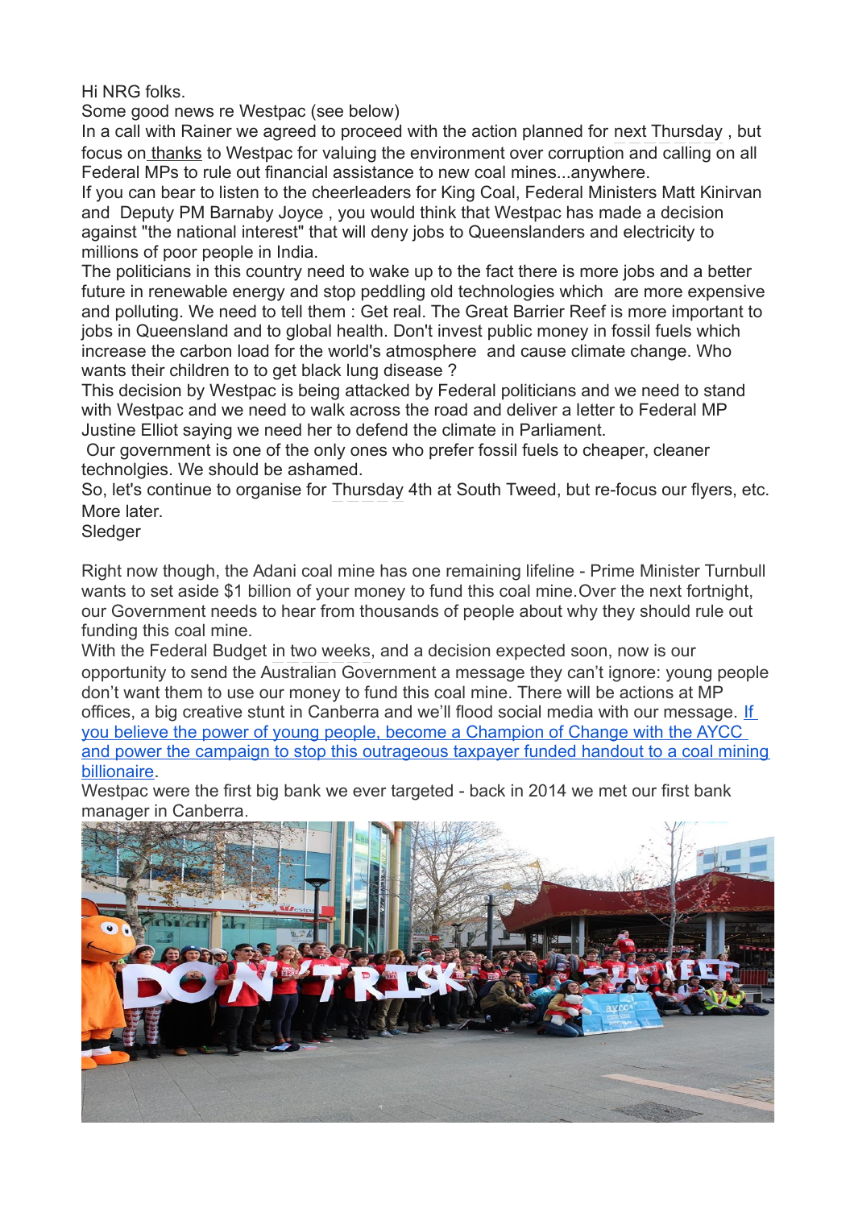Hi NRG folks.

Some good news re Westpac (see below)

In a call with Rainer we agreed to proceed with the action planned for next Thursday , but focus on thanks to Westpac for valuing the environment over corruption and calling on all Federal MPs to rule out financial assistance to new coal mines...anywhere.

If you can bear to listen to the cheerleaders for King Coal, Federal Ministers Matt Kinirvan and Deputy PM Barnaby Joyce , you would think that Westpac has made a decision against "the national interest" that will deny jobs to Queenslanders and electricity to millions of poor people in India.

The politicians in this country need to wake up to the fact there is more jobs and a better future in renewable energy and stop peddling old technologies which are more expensive and polluting. We need to tell them : Get real. The Great Barrier Reef is more important to jobs in Queensland and to global health. Don't invest public money in fossil fuels which increase the carbon load for the world's atmosphere and cause climate change. Who wants their children to to get black lung disease ?

This decision by Westpac is being attacked by Federal politicians and we need to stand with Westpac and we need to walk across the road and deliver a letter to Federal MP Justine Elliot saying we need her to defend the climate in Parliament.

Our government is one of the only ones who prefer fossil fuels to cheaper, cleaner technolgies. We should be ashamed.

So, let's continue to organise for Thursday 4th at South Tweed, but re-focus our flyers, etc.

More later.

Sledger

Right now though, the Adani coal mine has one remaining lifeline - Prime Minister Turnbull wants to set aside $1 billion of your money to fund this coal mine.Over the next fortnight, our Government needs to hear from thousands of people about why they should rule out funding this coal mine.

With the Federal Budget in two weeks, and a decision expected soon, now is our opportunity to send the Australian Government a message they can't ignore: young people don't want them to use our money to fund this coal mine. There will be actions at MP offices, a big creative stunt in Canberra and we'll flood social media with our message. If you believe the power of young people, become a Champion of Change with the AYCC and power the campaign to stop this outrageous taxpayer funded handout to a coal mining billionaire.

Westpac were the first big bank we ever targeted - back in 2014 we met our first bank manager in Canberra.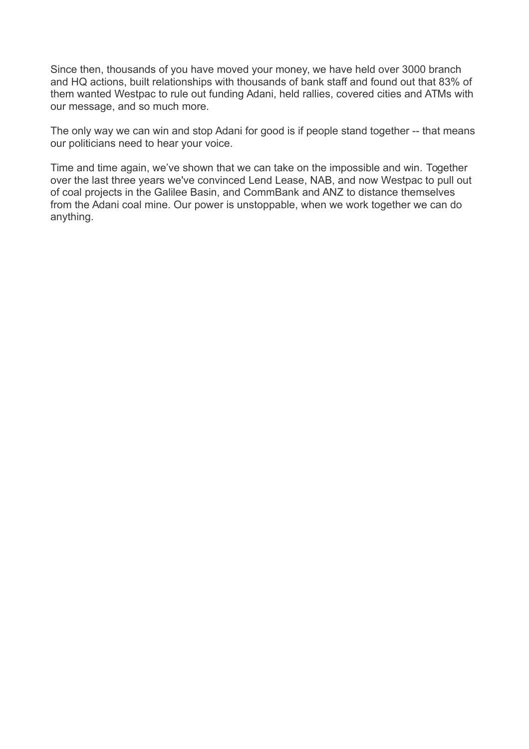Since then, thousands of you have moved your money, we have held over 3000 branch and HQ actions, built relationships with thousands of bank staff and found out that 83% of them wanted Westpac to rule out funding Adani, held rallies, covered cities and ATMs with our message, and so much more.

The only way we can win and stop Adani for good is if people stand together -- that means our politicians need to hear your voice.

Time and time again, we've shown that we can take on the impossible and win. Together over the last three years we've convinced Lend Lease, NAB, and now Westpac to pull out of coal projects in the Galilee Basin, and CommBank and ANZ to distance themselves from the Adani coal mine. Our power is unstoppable, when we work together we can do anything.